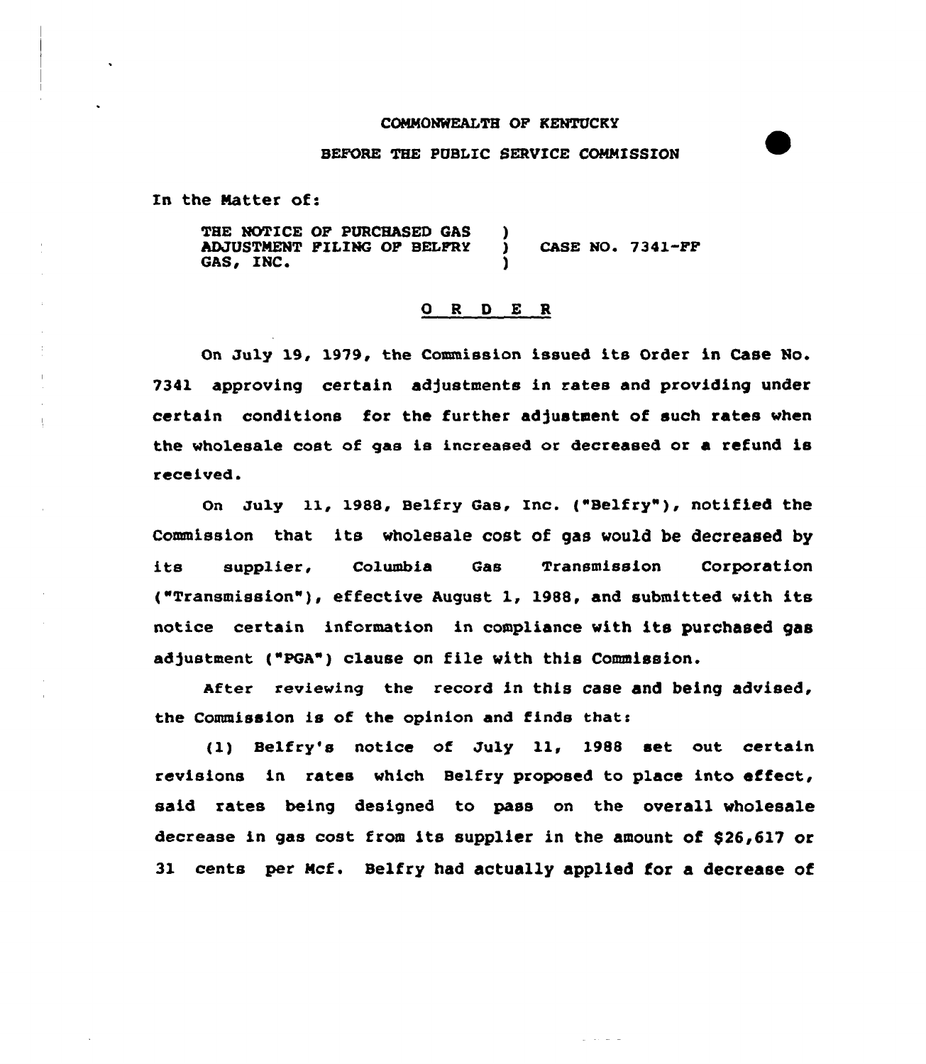COMMONWEALTH OF KENTUCKY

BEFORE THE PUBLIC SERVICE COMMISSION

In the Matter of:

THE NOTICE OF PURCHASED GAS ADJUSTMENT FILING OF BELFRY GAS, INC. ) CASE NO. 7341-FF

## O R D E R

On July 19, 1979, the Commission issued its Order in Case No. 7341 approving certain adjustments in rates and providing under certain conditions for the further adjustment of such rates when the wholesale cost of gas is increased or decreased or a refund is received.

On July 11, 1988, Belfry Gas, Inc. ("Belfry"), notified the Commission that its wholesale cost of gas would be decreased by its supplier, Columbia Gas Transmission Corporation ("Transmission"), effective August 1, 1988, and submitted with its notice certain information in compliance with its purchased gas adjustment ("PGA") clause on file with this Commission.

After reviewing the record in this case and being advised, the Commission is of the opinion and finds that:

(1) Belfry's notice of July 11, 1988 set out certain revisions in rates which Belfry proposed to place into effect, said rates being designed to pass on the overall wholesale decrease in gas cost from its supplier in the amount of $26,617 or 31 cents per Mcf. Belfry had actually applied for a decrease of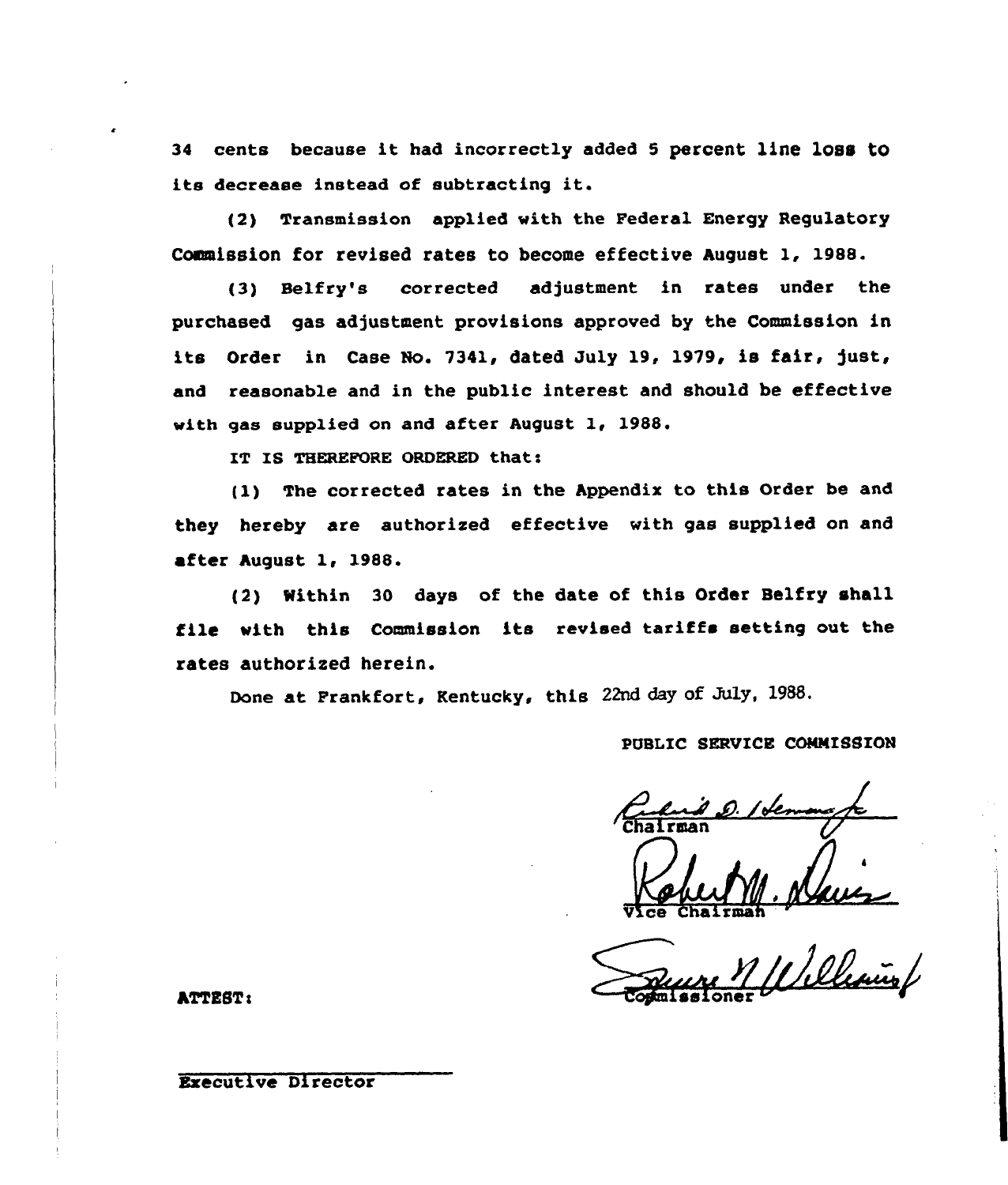34 cents because it had incorrectly added 5 percent line loss to its decrease instead of subtracting it.

(2) Transmission applied with the Federal Energy Regulatory Commission for revised rates to become effective August 1, 1988.

(3) Belfry's corrected adjustment in rates under the purchased gas adjustment provisions approved by the Commission in its Order in Case No. 7341, dated July 19, 1979, is fair, just, and reasonable and in the public interest and should be effective with gas supplied on and after August 1, 1988.

IT IS THEREFORE ORDERED that:

(1) The corrected rates in the Appendix to this Order be and they hereby are authorized effective with gas supplied on and after August 1, 1988.

(2) Within 30 days of the date of this Order Belfry shall file with this Commission its revised tariffs setting out the rates authorized herein.

Done at Frankfort, Kentucky, this 22nd day of July, 1988.

PUBLIC SERVICE COMMISSION

Chairman

Vice Chairman

Commissioner

ATTEST:

Executive Director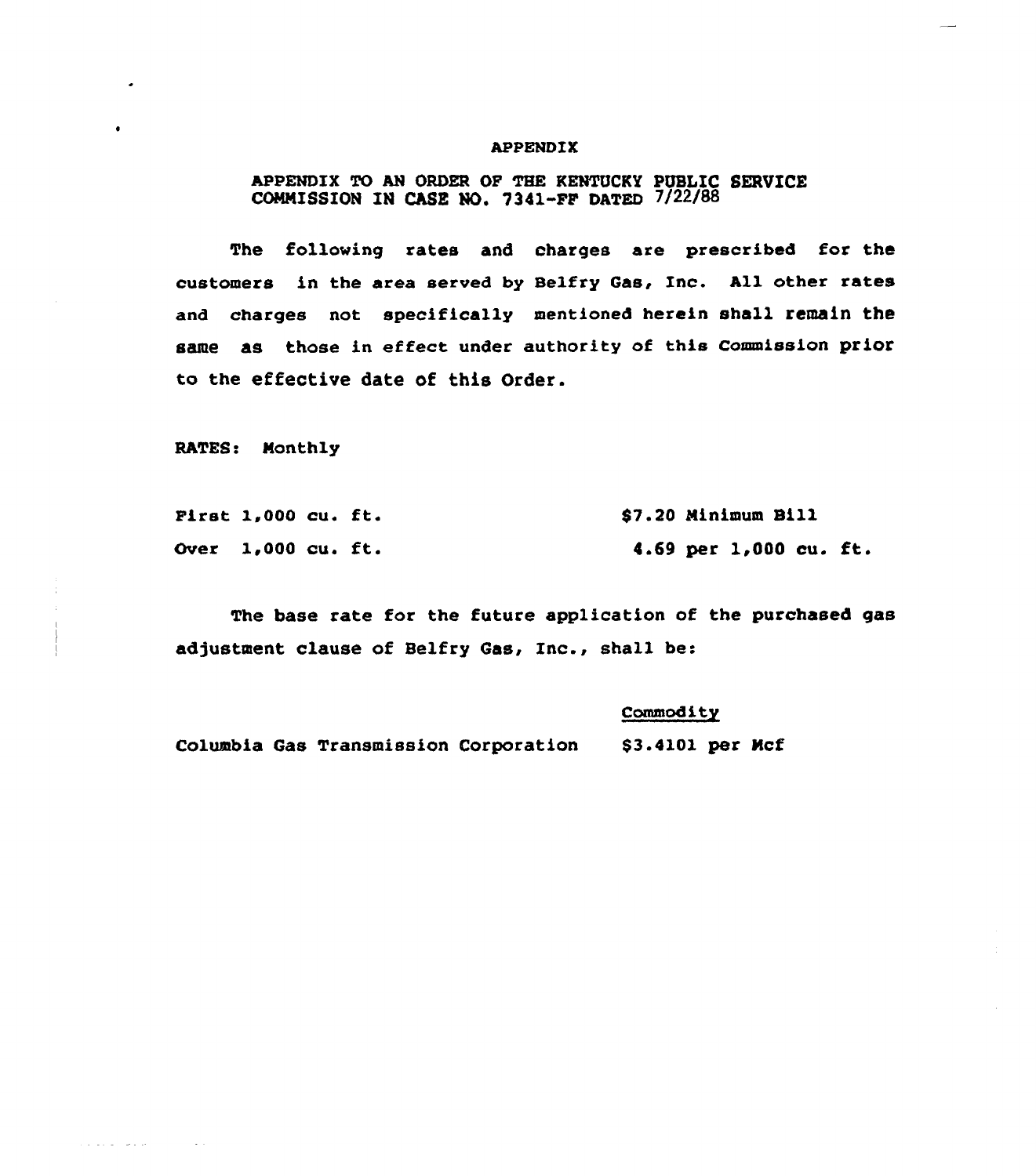# APPENDIX

APPENDIX TO AN ORDER OF THE KENTUCKY PUBLIC SERVICE COMMISSION IN CASE NO. 7341-FF DATED 7/22/88

The following rates and charges are prescribed for the customers in the area served by Belfry Gas, Inc. All other rates and charges not specifically mentioned herein shall remain the same as those in effect under authority of this Commission prior to the effective date of this Order.

RATES: Monthly

| | |
|---|---|
| First 1,000 cu. ft. | $7.20 Minimum Bill |
| Over 1,000 cu. ft. | 4.69 per 1,000 cu. ft. |

The base rate for the future application of the purchased gas adjustment clause of Belfry Gas, Inc., shall be:

| | Commodity |
|---|---|
| Columbia Gas Transmission Corporation | $3.4101 per Mcf |